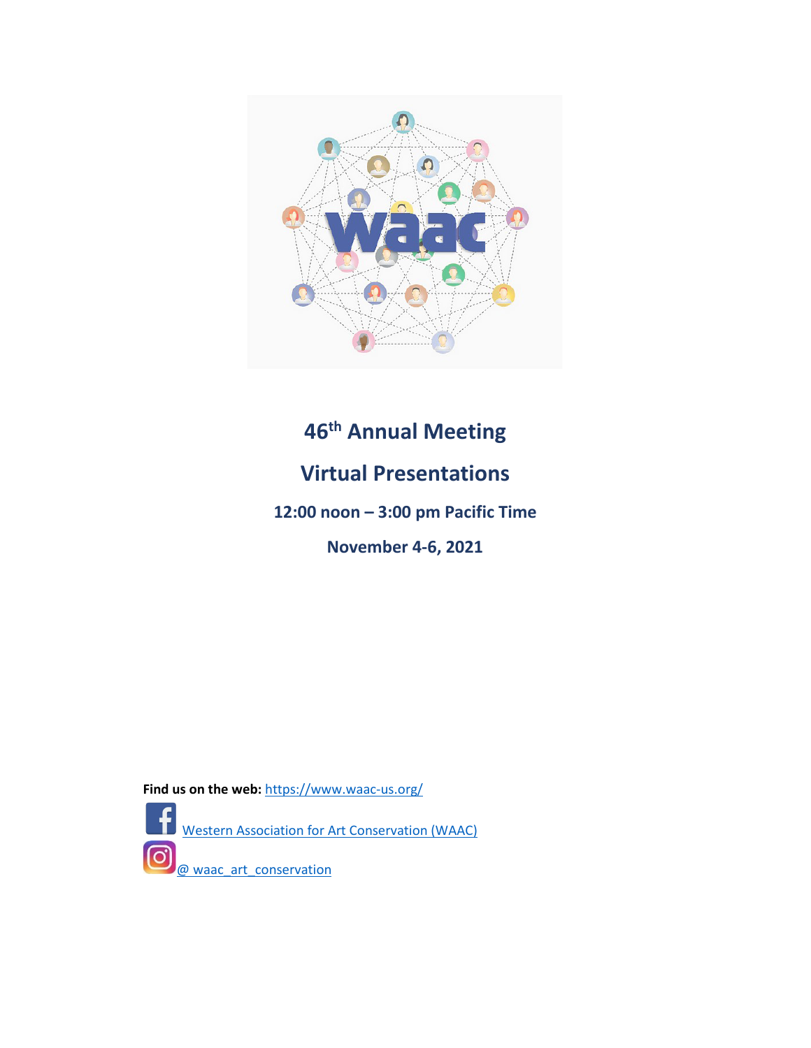# 46th Annual Meeting

## Virtual Presentations

### 12:00 noon – 3:00 pm Pacific Time

### November 4-6, 2021

**Find us on the web:** https://www.waac-us.org/

Western Association for Art Conservation (WAAC)

@ waac_art_conservation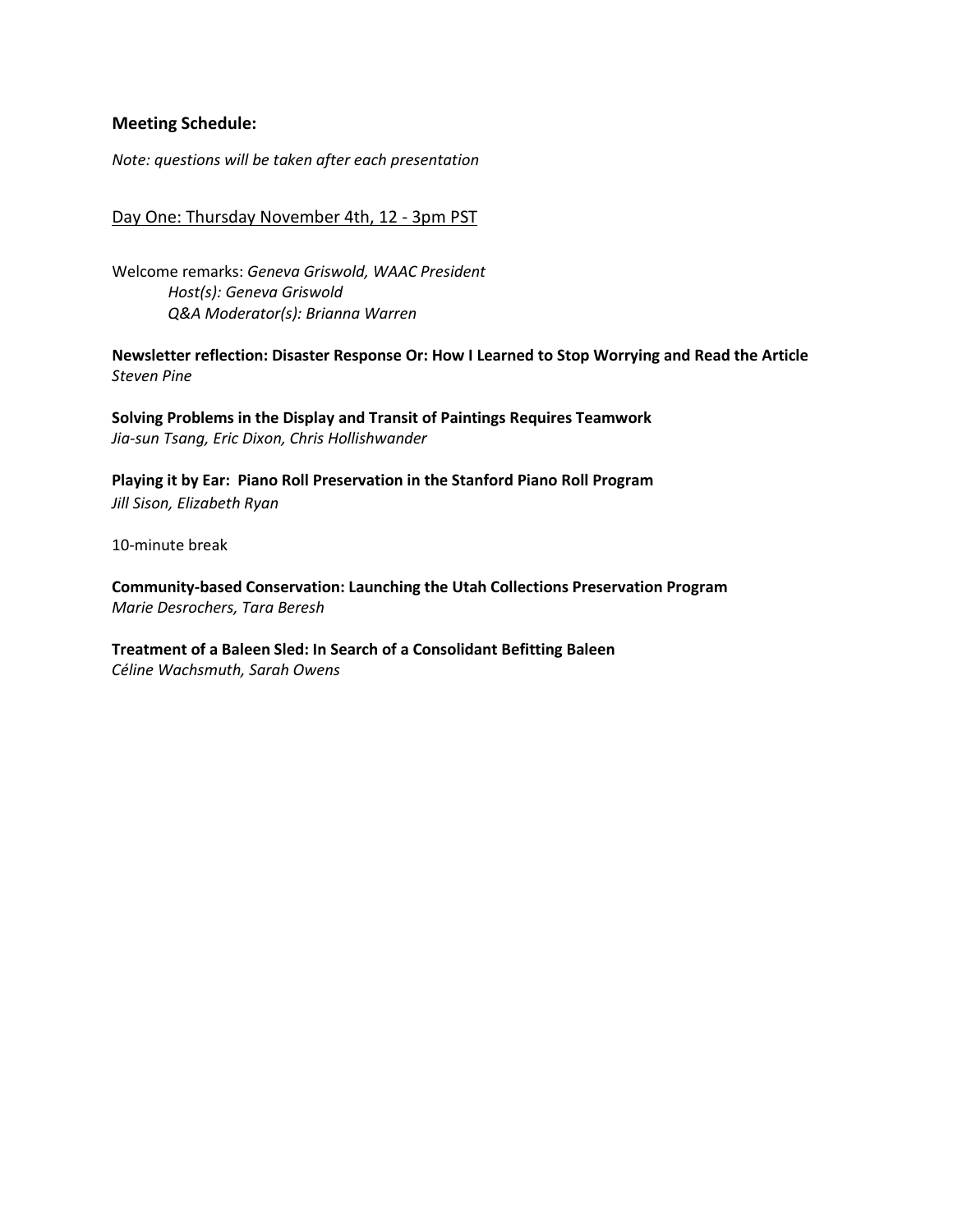**Meeting Schedule:**

*Note: questions will be taken after each presentation*

Day One: Thursday November 4th, 12 - 3pm PST

Welcome remarks: *Geneva Griswold, WAAC President*
*Host(s): Geneva Griswold*
*Q&A Moderator(s): Brianna Warren*

**Newsletter reflection: Disaster Response Or: How I Learned to Stop Worrying and Read the Article**
*Steven Pine*

**Solving Problems in the Display and Transit of Paintings Requires Teamwork**
*Jia-sun Tsang, Eric Dixon, Chris Hollishwander*

**Playing it by Ear: Piano Roll Preservation in the Stanford Piano Roll Program**
*Jill Sison, Elizabeth Ryan*

10-minute break

**Community-based Conservation: Launching the Utah Collections Preservation Program**
*Marie Desrochers, Tara Beresh*

**Treatment of a Baleen Sled: In Search of a Consolidant Befitting Baleen**
*Céline Wachsmuth, Sarah Owens*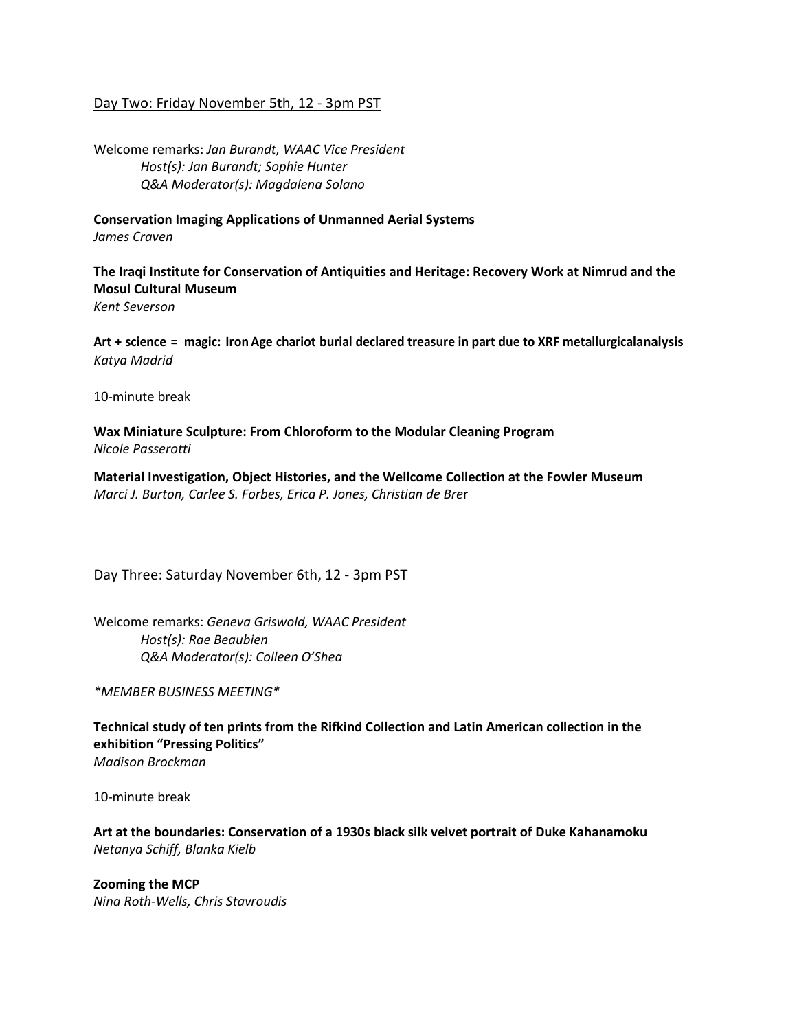## Day Two: Friday November 5th, 12 - 3pm PST

Welcome remarks: *Jan Burandt, WAAC Vice President*
*Host(s): Jan Burandt; Sophie Hunter*
*Q&A Moderator(s): Magdalena Solano*

**Conservation Imaging Applications of Unmanned Aerial Systems**
*James Craven*

**The Iraqi Institute for Conservation of Antiquities and Heritage: Recovery Work at Nimrud and the Mosul Cultural Museum**
*Kent Severson*

**Art + science = magic: Iron Age chariot burial declared treasure in part due to XRF metallurgicalanalysis**
*Katya Madrid*

10-minute break

**Wax Miniature Sculpture: From Chloroform to the Modular Cleaning Program**
*Nicole Passerotti*

**Material Investigation, Object Histories, and the Wellcome Collection at the Fowler Museum**
*Marci J. Burton, Carlee S. Forbes, Erica P. Jones, Christian de Brer*

## Day Three: Saturday November 6th, 12 - 3pm PST

Welcome remarks: *Geneva Griswold, WAAC President*
*Host(s): Rae Beaubien*
*Q&A Moderator(s): Colleen O'Shea*

*\*MEMBER BUSINESS MEETING\**

**Technical study of ten prints from the Rifkind Collection and Latin American collection in the exhibition "Pressing Politics"**
*Madison Brockman*

10-minute break

**Art at the boundaries: Conservation of a 1930s black silk velvet portrait of Duke Kahanamoku**
*Netanya Schiff, Blanka Kielb*

**Zooming the MCP**
*Nina Roth-Wells, Chris Stavroudis*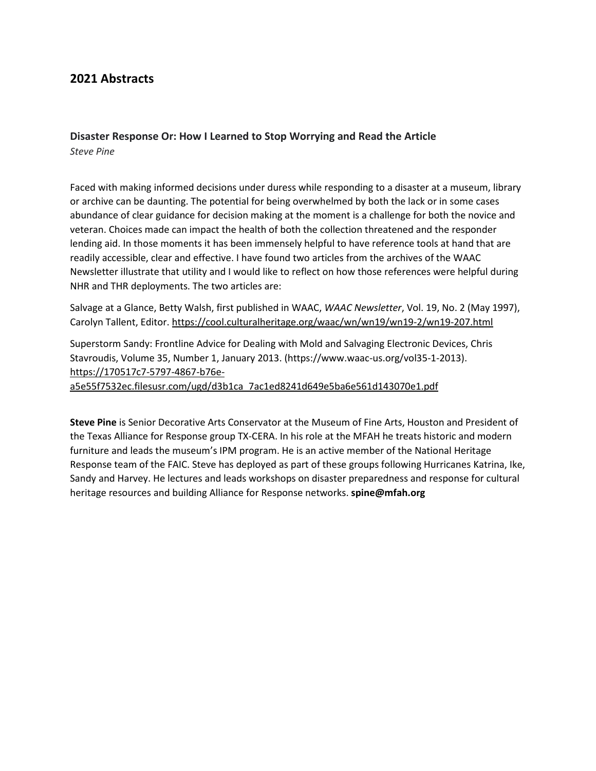## 2021 Abstracts

### Disaster Response Or: How I Learned to Stop Worrying and Read the Article

*Steve Pine*

Faced with making informed decisions under duress while responding to a disaster at a museum, library or archive can be daunting. The potential for being overwhelmed by both the lack or in some cases abundance of clear guidance for decision making at the moment is a challenge for both the novice and veteran. Choices made can impact the health of both the collection threatened and the responder lending aid. In those moments it has been immensely helpful to have reference tools at hand that are readily accessible, clear and effective. I have found two articles from the archives of the WAAC Newsletter illustrate that utility and I would like to reflect on how those references were helpful during NHR and THR deployments. The two articles are:

Salvage at a Glance, Betty Walsh, first published in WAAC, *WAAC Newsletter*, Vol. 19, No. 2 (May 1997), Carolyn Tallent, Editor. https://cool.culturalheritage.org/waac/wn/wn19/wn19-2/wn19-207.html

Superstorm Sandy: Frontline Advice for Dealing with Mold and Salvaging Electronic Devices, Chris Stavroudis, Volume 35, Number 1, January 2013. (https://www.waac-us.org/vol35-1-2013). https://170517c7-5797-4867-b76e-a5e55f7532ec.filesusr.com/ugd/d3b1ca_7ac1ed8241d649e5ba6e561d143070e1.pdf

**Steve Pine** is Senior Decorative Arts Conservator at the Museum of Fine Arts, Houston and President of the Texas Alliance for Response group TX-CERA. In his role at the MFAH he treats historic and modern furniture and leads the museum's IPM program. He is an active member of the National Heritage Response team of the FAIC. Steve has deployed as part of these groups following Hurricanes Katrina, Ike, Sandy and Harvey. He lectures and leads workshops on disaster preparedness and response for cultural heritage resources and building Alliance for Response networks. **spine@mfah.org**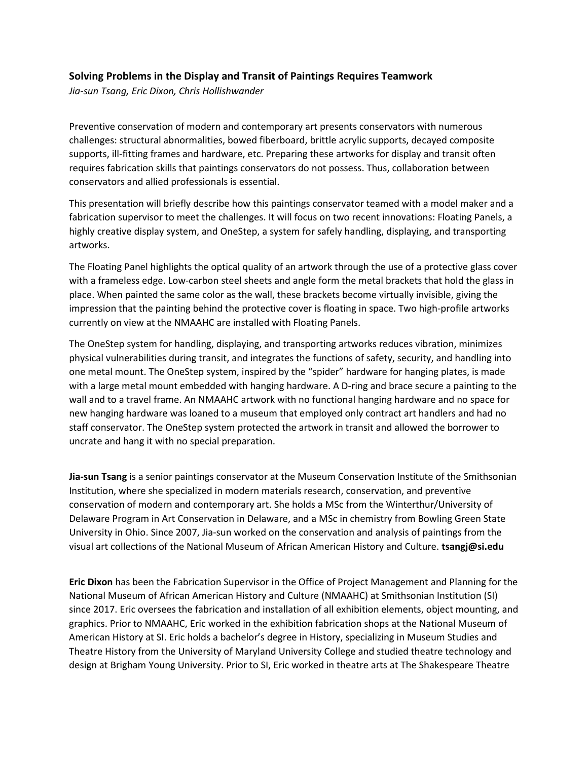### Solving Problems in the Display and Transit of Paintings Requires Teamwork

*Jia-sun Tsang, Eric Dixon, Chris Hollishwander*

Preventive conservation of modern and contemporary art presents conservators with numerous challenges: structural abnormalities, bowed fiberboard, brittle acrylic supports, decayed composite supports, ill-fitting frames and hardware, etc. Preparing these artworks for display and transit often requires fabrication skills that paintings conservators do not possess. Thus, collaboration between conservators and allied professionals is essential.

This presentation will briefly describe how this paintings conservator teamed with a model maker and a fabrication supervisor to meet the challenges. It will focus on two recent innovations: Floating Panels, a highly creative display system, and OneStep, a system for safely handling, displaying, and transporting artworks.

The Floating Panel highlights the optical quality of an artwork through the use of a protective glass cover with a frameless edge. Low-carbon steel sheets and angle form the metal brackets that hold the glass in place. When painted the same color as the wall, these brackets become virtually invisible, giving the impression that the painting behind the protective cover is floating in space. Two high-profile artworks currently on view at the NMAAHC are installed with Floating Panels.

The OneStep system for handling, displaying, and transporting artworks reduces vibration, minimizes physical vulnerabilities during transit, and integrates the functions of safety, security, and handling into one metal mount. The OneStep system, inspired by the "spider" hardware for hanging plates, is made with a large metal mount embedded with hanging hardware. A D-ring and brace secure a painting to the wall and to a travel frame. An NMAAHC artwork with no functional hanging hardware and no space for new hanging hardware was loaned to a museum that employed only contract art handlers and had no staff conservator. The OneStep system protected the artwork in transit and allowed the borrower to uncrate and hang it with no special preparation.

**Jia-sun Tsang** is a senior paintings conservator at the Museum Conservation Institute of the Smithsonian Institution, where she specialized in modern materials research, conservation, and preventive conservation of modern and contemporary art. She holds a MSc from the Winterthur/University of Delaware Program in Art Conservation in Delaware, and a MSc in chemistry from Bowling Green State University in Ohio. Since 2007, Jia-sun worked on the conservation and analysis of paintings from the visual art collections of the National Museum of African American History and Culture. **tsangj@si.edu**

**Eric Dixon** has been the Fabrication Supervisor in the Office of Project Management and Planning for the National Museum of African American History and Culture (NMAAHC) at Smithsonian Institution (SI) since 2017. Eric oversees the fabrication and installation of all exhibition elements, object mounting, and graphics. Prior to NMAAHC, Eric worked in the exhibition fabrication shops at the National Museum of American History at SI. Eric holds a bachelor's degree in History, specializing in Museum Studies and Theatre History from the University of Maryland University College and studied theatre technology and design at Brigham Young University. Prior to SI, Eric worked in theatre arts at The Shakespeare Theatre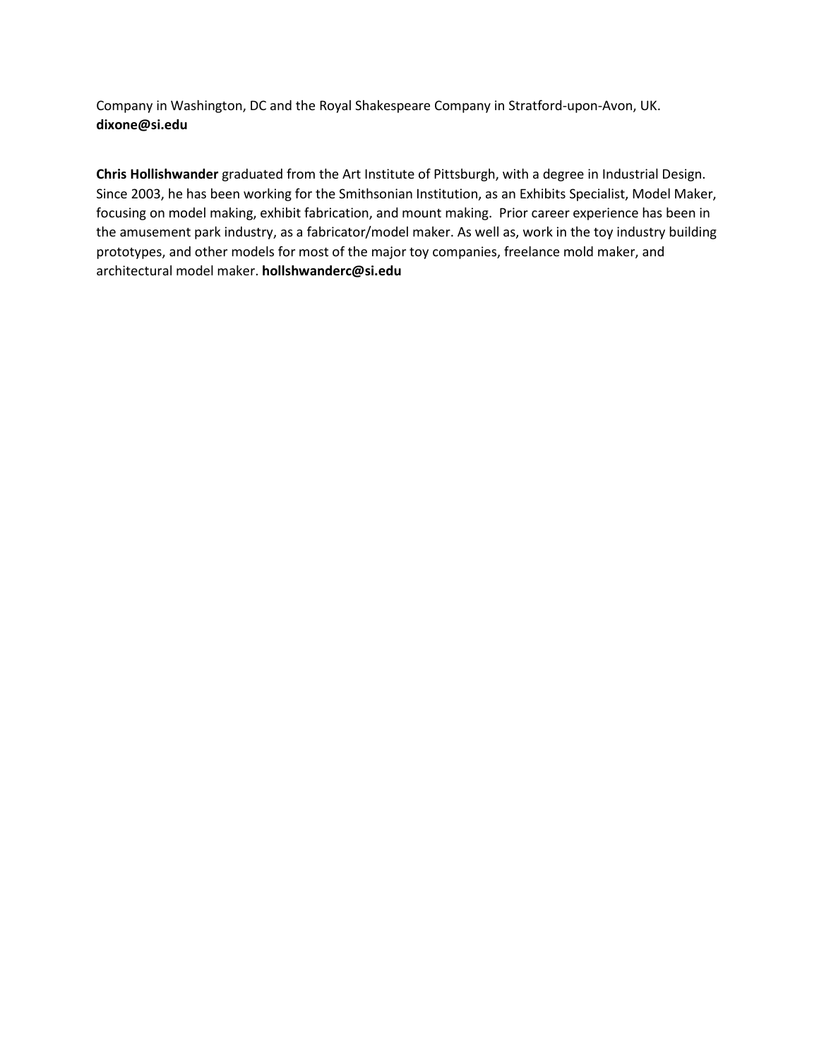Company in Washington, DC and the Royal Shakespeare Company in Stratford-upon-Avon, UK.
**dixone@si.edu**

**Chris Hollishwander** graduated from the Art Institute of Pittsburgh, with a degree in Industrial Design. Since 2003, he has been working for the Smithsonian Institution, as an Exhibits Specialist, Model Maker, focusing on model making, exhibit fabrication, and mount making. Prior career experience has been in the amusement park industry, as a fabricator/model maker. As well as, work in the toy industry building prototypes, and other models for most of the major toy companies, freelance mold maker, and architectural model maker. **hollshwanderc@si.edu**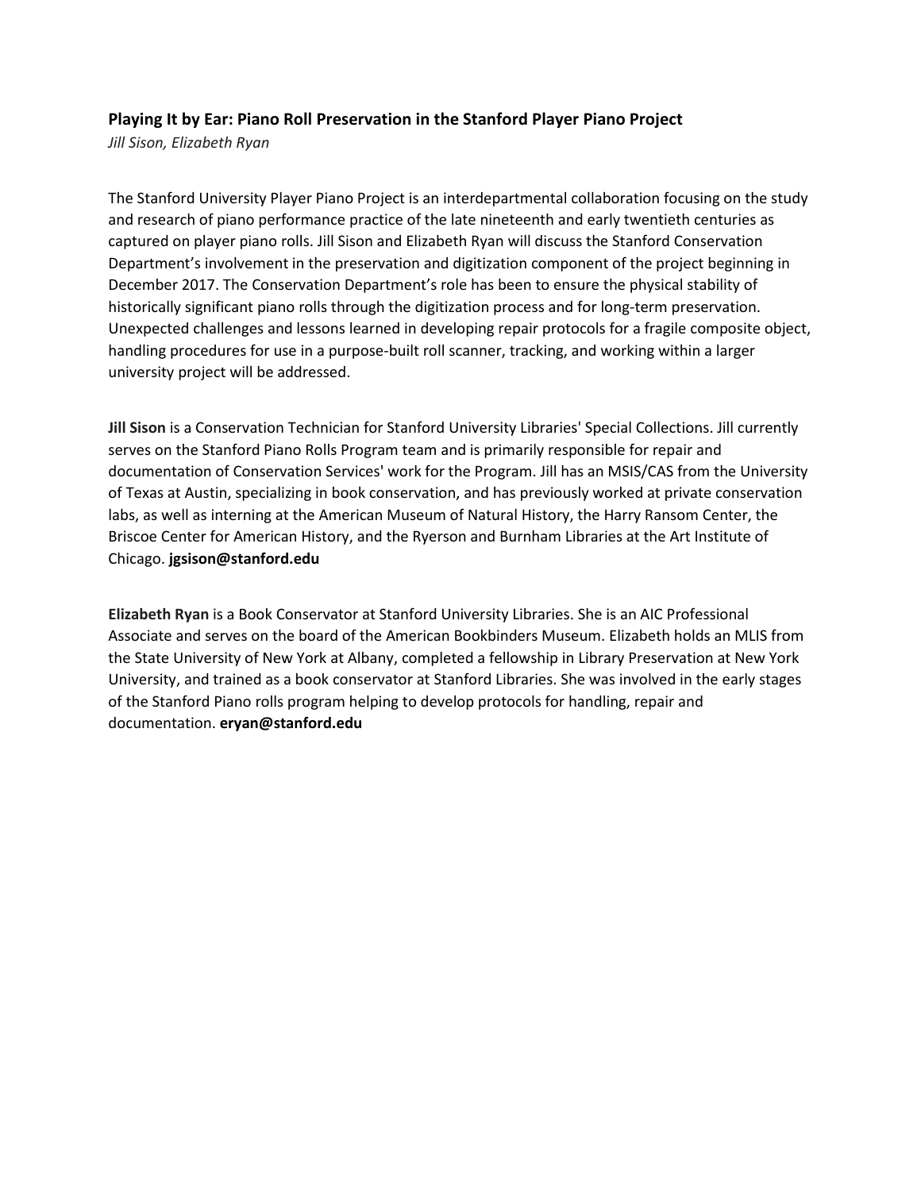### Playing It by Ear: Piano Roll Preservation in the Stanford Player Piano Project

*Jill Sison, Elizabeth Ryan*

The Stanford University Player Piano Project is an interdepartmental collaboration focusing on the study and research of piano performance practice of the late nineteenth and early twentieth centuries as captured on player piano rolls. Jill Sison and Elizabeth Ryan will discuss the Stanford Conservation Department's involvement in the preservation and digitization component of the project beginning in December 2017. The Conservation Department's role has been to ensure the physical stability of historically significant piano rolls through the digitization process and for long-term preservation. Unexpected challenges and lessons learned in developing repair protocols for a fragile composite object, handling procedures for use in a purpose-built roll scanner, tracking, and working within a larger university project will be addressed.

**Jill Sison** is a Conservation Technician for Stanford University Libraries' Special Collections. Jill currently serves on the Stanford Piano Rolls Program team and is primarily responsible for repair and documentation of Conservation Services' work for the Program. Jill has an MSIS/CAS from the University of Texas at Austin, specializing in book conservation, and has previously worked at private conservation labs, as well as interning at the American Museum of Natural History, the Harry Ransom Center, the Briscoe Center for American History, and the Ryerson and Burnham Libraries at the Art Institute of Chicago. **jgsison@stanford.edu**

**Elizabeth Ryan** is a Book Conservator at Stanford University Libraries. She is an AIC Professional Associate and serves on the board of the American Bookbinders Museum. Elizabeth holds an MLIS from the State University of New York at Albany, completed a fellowship in Library Preservation at New York University, and trained as a book conservator at Stanford Libraries. She was involved in the early stages of the Stanford Piano rolls program helping to develop protocols for handling, repair and documentation. **eryan@stanford.edu**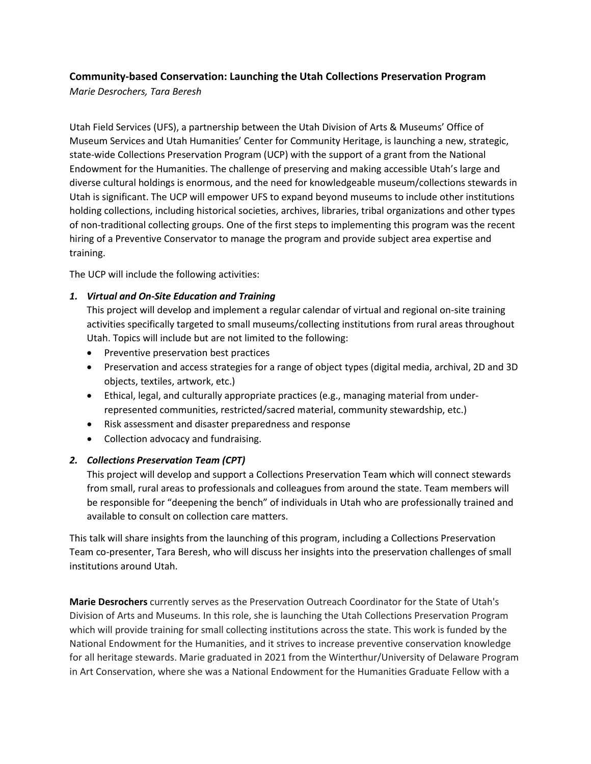### Community-based Conservation: Launching the Utah Collections Preservation Program

*Marie Desrochers, Tara Beresh*

Utah Field Services (UFS), a partnership between the Utah Division of Arts & Museums' Office of Museum Services and Utah Humanities' Center for Community Heritage, is launching a new, strategic, state-wide Collections Preservation Program (UCP) with the support of a grant from the National Endowment for the Humanities. The challenge of preserving and making accessible Utah's large and diverse cultural holdings is enormous, and the need for knowledgeable museum/collections stewards in Utah is significant. The UCP will empower UFS to expand beyond museums to include other institutions holding collections, including historical societies, archives, libraries, tribal organizations and other types of non-traditional collecting groups. One of the first steps to implementing this program was the recent hiring of a Preventive Conservator to manage the program and provide subject area expertise and training.

The UCP will include the following activities:

1. ***Virtual and On-Site Education and Training***
   This project will develop and implement a regular calendar of virtual and regional on-site training activities specifically targeted to small museums/collecting institutions from rural areas throughout Utah. Topics will include but are not limited to the following:
   - Preventive preservation best practices
   - Preservation and access strategies for a range of object types (digital media, archival, 2D and 3D objects, textiles, artwork, etc.)
   - Ethical, legal, and culturally appropriate practices (e.g., managing material from under-represented communities, restricted/sacred material, community stewardship, etc.)
   - Risk assessment and disaster preparedness and response
   - Collection advocacy and fundraising.

2. ***Collections Preservation Team (CPT)***
   This project will develop and support a Collections Preservation Team which will connect stewards from small, rural areas to professionals and colleagues from around the state. Team members will be responsible for "deepening the bench" of individuals in Utah who are professionally trained and available to consult on collection care matters.

This talk will share insights from the launching of this program, including a Collections Preservation Team co-presenter, Tara Beresh, who will discuss her insights into the preservation challenges of small institutions around Utah.

**Marie Desrochers** currently serves as the Preservation Outreach Coordinator for the State of Utah's Division of Arts and Museums. In this role, she is launching the Utah Collections Preservation Program which will provide training for small collecting institutions across the state. This work is funded by the National Endowment for the Humanities, and it strives to increase preventive conservation knowledge for all heritage stewards. Marie graduated in 2021 from the Winterthur/University of Delaware Program in Art Conservation, where she was a National Endowment for the Humanities Graduate Fellow with a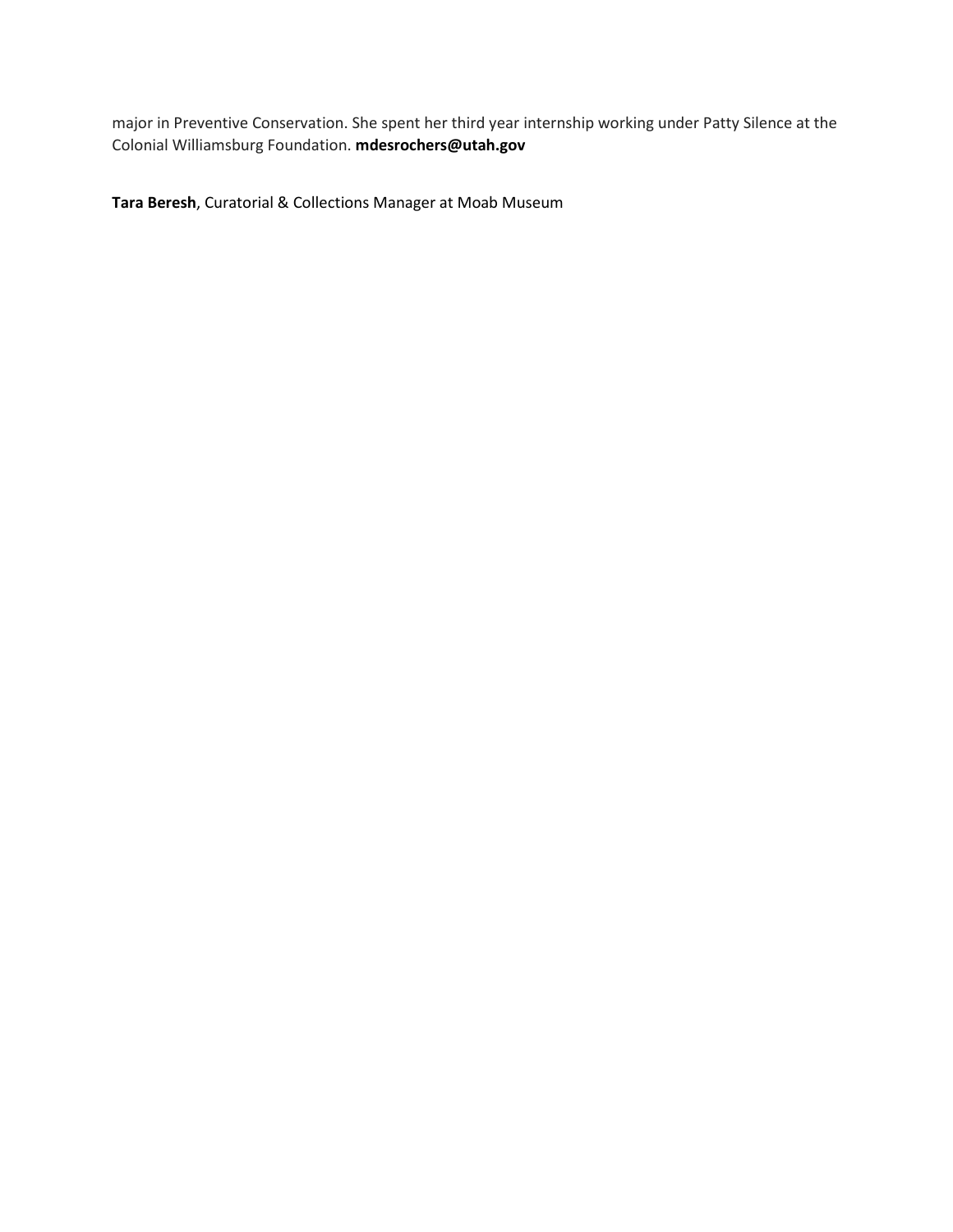major in Preventive Conservation. She spent her third year internship working under Patty Silence at the Colonial Williamsburg Foundation. **mdesrochers@utah.gov**

**Tara Beresh**, Curatorial & Collections Manager at Moab Museum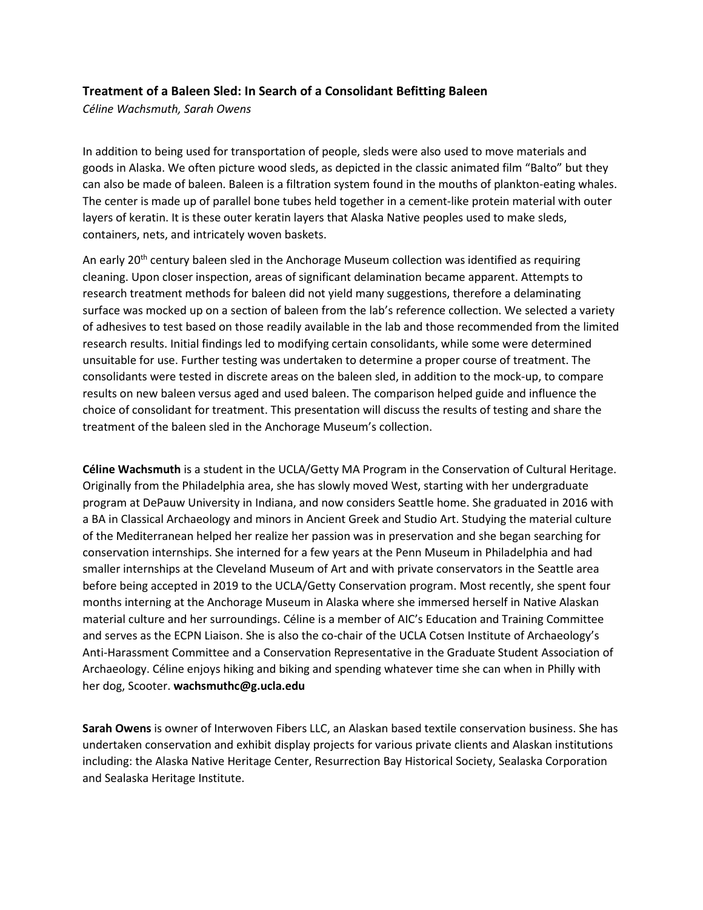### Treatment of a Baleen Sled: In Search of a Consolidant Befitting Baleen

*Céline Wachsmuth, Sarah Owens*

In addition to being used for transportation of people, sleds were also used to move materials and goods in Alaska. We often picture wood sleds, as depicted in the classic animated film "Balto" but they can also be made of baleen. Baleen is a filtration system found in the mouths of plankton-eating whales. The center is made up of parallel bone tubes held together in a cement-like protein material with outer layers of keratin. It is these outer keratin layers that Alaska Native peoples used to make sleds, containers, nets, and intricately woven baskets.

An early 20th century baleen sled in the Anchorage Museum collection was identified as requiring cleaning. Upon closer inspection, areas of significant delamination became apparent. Attempts to research treatment methods for baleen did not yield many suggestions, therefore a delaminating surface was mocked up on a section of baleen from the lab's reference collection. We selected a variety of adhesives to test based on those readily available in the lab and those recommended from the limited research results. Initial findings led to modifying certain consolidants, while some were determined unsuitable for use. Further testing was undertaken to determine a proper course of treatment. The consolidants were tested in discrete areas on the baleen sled, in addition to the mock-up, to compare results on new baleen versus aged and used baleen. The comparison helped guide and influence the choice of consolidant for treatment. This presentation will discuss the results of testing and share the treatment of the baleen sled in the Anchorage Museum's collection.

**Céline Wachsmuth** is a student in the UCLA/Getty MA Program in the Conservation of Cultural Heritage. Originally from the Philadelphia area, she has slowly moved West, starting with her undergraduate program at DePauw University in Indiana, and now considers Seattle home. She graduated in 2016 with a BA in Classical Archaeology and minors in Ancient Greek and Studio Art. Studying the material culture of the Mediterranean helped her realize her passion was in preservation and she began searching for conservation internships. She interned for a few years at the Penn Museum in Philadelphia and had smaller internships at the Cleveland Museum of Art and with private conservators in the Seattle area before being accepted in 2019 to the UCLA/Getty Conservation program. Most recently, she spent four months interning at the Anchorage Museum in Alaska where she immersed herself in Native Alaskan material culture and her surroundings. Céline is a member of AIC's Education and Training Committee and serves as the ECPN Liaison. She is also the co-chair of the UCLA Cotsen Institute of Archaeology's Anti-Harassment Committee and a Conservation Representative in the Graduate Student Association of Archaeology. Céline enjoys hiking and biking and spending whatever time she can when in Philly with her dog, Scooter. **wachsmuthc@g.ucla.edu**

**Sarah Owens** is owner of Interwoven Fibers LLC, an Alaskan based textile conservation business. She has undertaken conservation and exhibit display projects for various private clients and Alaskan institutions including: the Alaska Native Heritage Center, Resurrection Bay Historical Society, Sealaska Corporation and Sealaska Heritage Institute.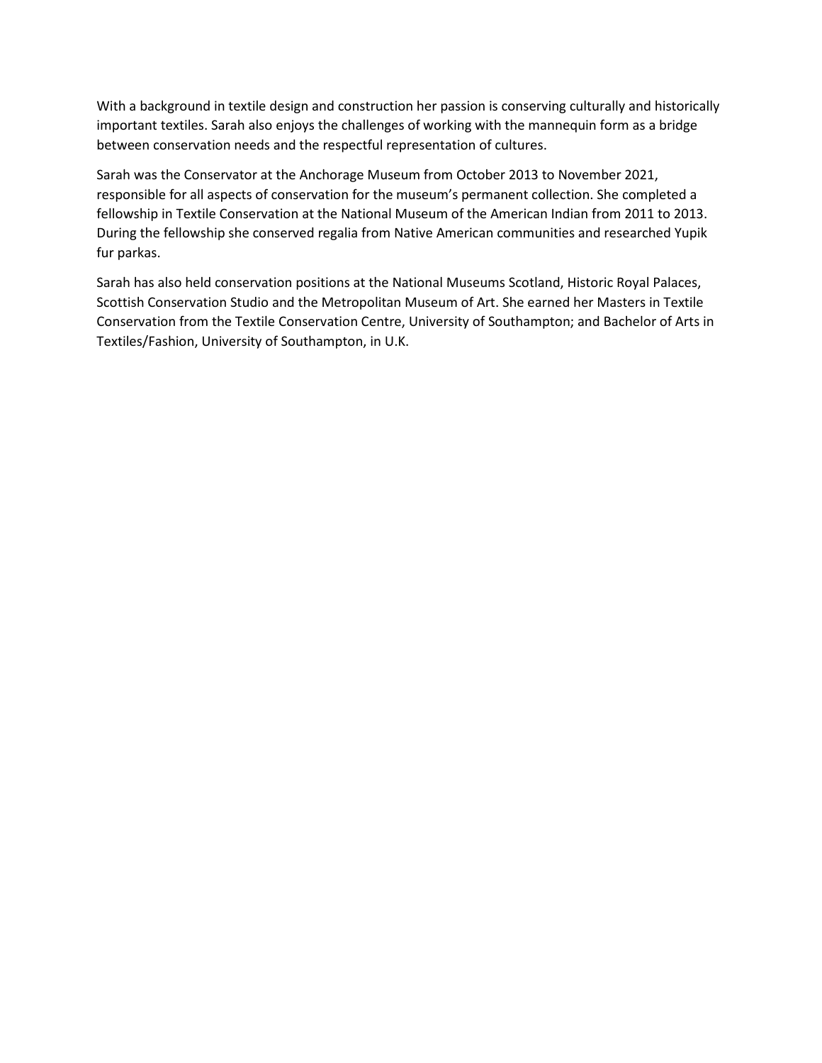With a background in textile design and construction her passion is conserving culturally and historically important textiles. Sarah also enjoys the challenges of working with the mannequin form as a bridge between conservation needs and the respectful representation of cultures.

Sarah was the Conservator at the Anchorage Museum from October 2013 to November 2021, responsible for all aspects of conservation for the museum's permanent collection. She completed a fellowship in Textile Conservation at the National Museum of the American Indian from 2011 to 2013. During the fellowship she conserved regalia from Native American communities and researched Yupik fur parkas.

Sarah has also held conservation positions at the National Museums Scotland, Historic Royal Palaces, Scottish Conservation Studio and the Metropolitan Museum of Art. She earned her Masters in Textile Conservation from the Textile Conservation Centre, University of Southampton; and Bachelor of Arts in Textiles/Fashion, University of Southampton, in U.K.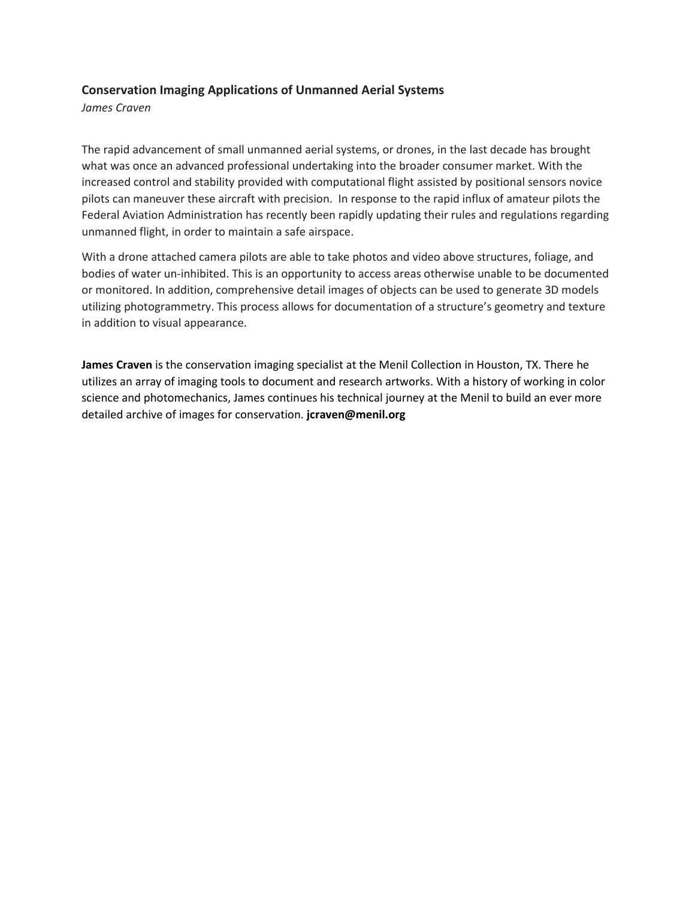### Conservation Imaging Applications of Unmanned Aerial Systems

*James Craven*

The rapid advancement of small unmanned aerial systems, or drones, in the last decade has brought what was once an advanced professional undertaking into the broader consumer market. With the increased control and stability provided with computational flight assisted by positional sensors novice pilots can maneuver these aircraft with precision. In response to the rapid influx of amateur pilots the Federal Aviation Administration has recently been rapidly updating their rules and regulations regarding unmanned flight, in order to maintain a safe airspace.

With a drone attached camera pilots are able to take photos and video above structures, foliage, and bodies of water un-inhibited. This is an opportunity to access areas otherwise unable to be documented or monitored. In addition, comprehensive detail images of objects can be used to generate 3D models utilizing photogrammetry. This process allows for documentation of a structure's geometry and texture in addition to visual appearance.

**James Craven** is the conservation imaging specialist at the Menil Collection in Houston, TX. There he utilizes an array of imaging tools to document and research artworks. With a history of working in color science and photomechanics, James continues his technical journey at the Menil to build an ever more detailed archive of images for conservation. **jcraven@menil.org**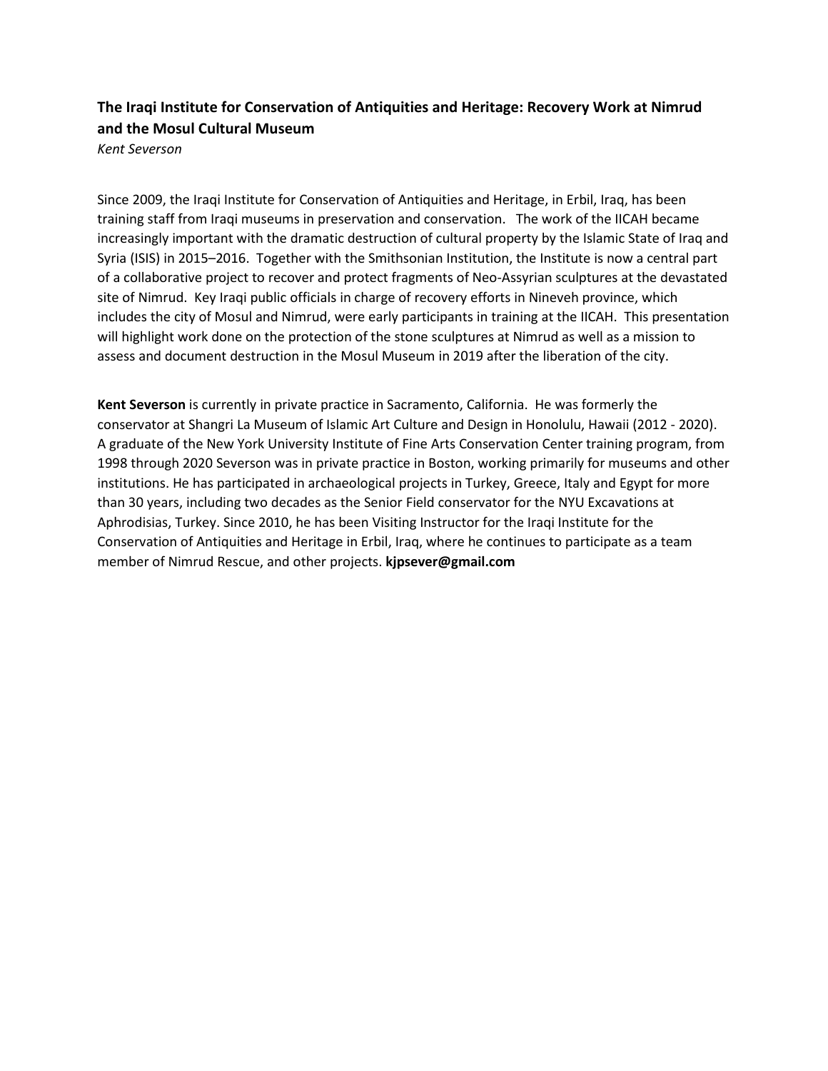### The Iraqi Institute for Conservation of Antiquities and Heritage: Recovery Work at Nimrud and the Mosul Cultural Museum

*Kent Severson*

Since 2009, the Iraqi Institute for Conservation of Antiquities and Heritage, in Erbil, Iraq, has been training staff from Iraqi museums in preservation and conservation. The work of the IICAH became increasingly important with the dramatic destruction of cultural property by the Islamic State of Iraq and Syria (ISIS) in 2015–2016. Together with the Smithsonian Institution, the Institute is now a central part of a collaborative project to recover and protect fragments of Neo-Assyrian sculptures at the devastated site of Nimrud. Key Iraqi public officials in charge of recovery efforts in Nineveh province, which includes the city of Mosul and Nimrud, were early participants in training at the IICAH. This presentation will highlight work done on the protection of the stone sculptures at Nimrud as well as a mission to assess and document destruction in the Mosul Museum in 2019 after the liberation of the city.

**Kent Severson** is currently in private practice in Sacramento, California. He was formerly the conservator at Shangri La Museum of Islamic Art Culture and Design in Honolulu, Hawaii (2012 - 2020). A graduate of the New York University Institute of Fine Arts Conservation Center training program, from 1998 through 2020 Severson was in private practice in Boston, working primarily for museums and other institutions. He has participated in archaeological projects in Turkey, Greece, Italy and Egypt for more than 30 years, including two decades as the Senior Field conservator for the NYU Excavations at Aphrodisias, Turkey. Since 2010, he has been Visiting Instructor for the Iraqi Institute for the Conservation of Antiquities and Heritage in Erbil, Iraq, where he continues to participate as a team member of Nimrud Rescue, and other projects. **kjpsever@gmail.com**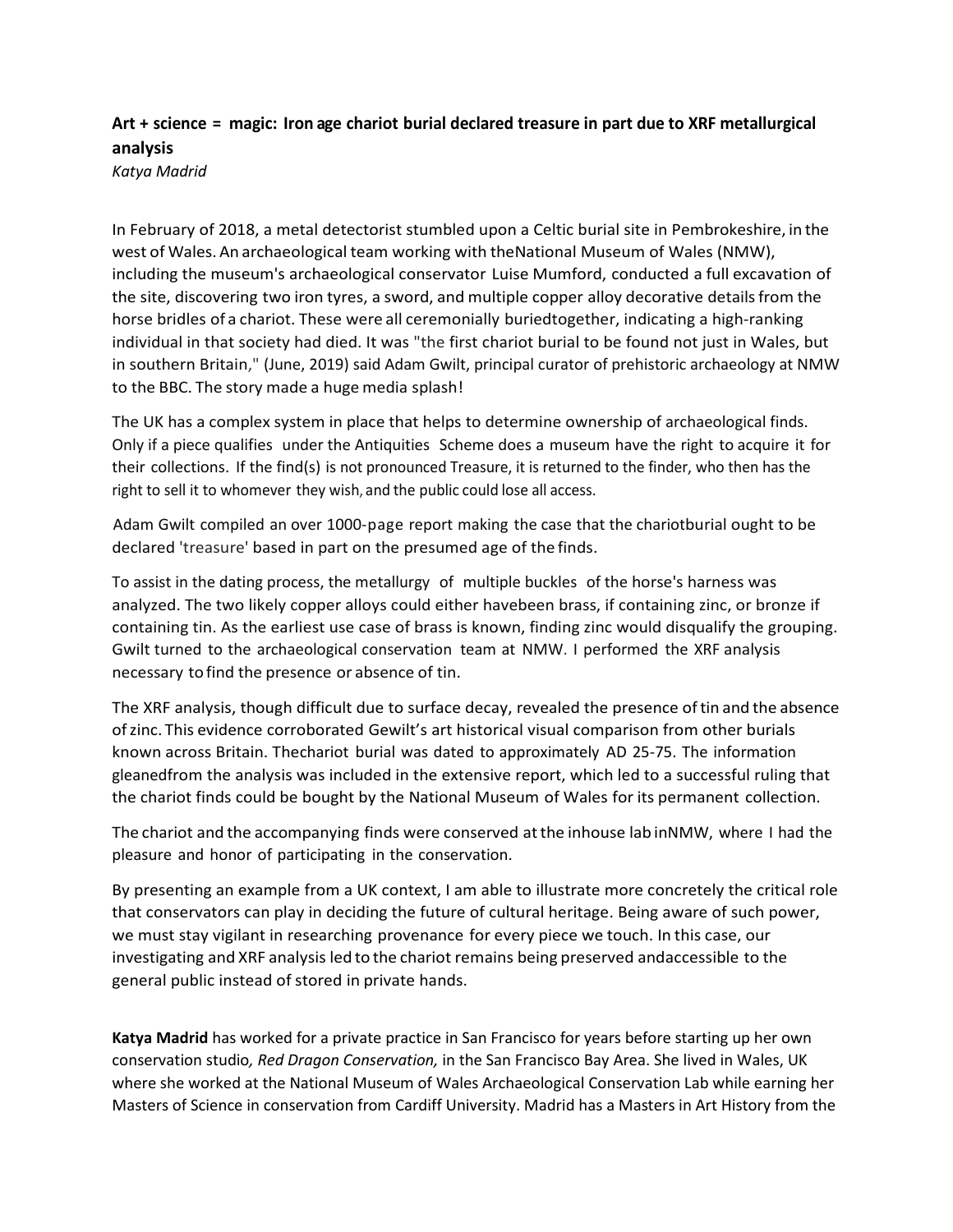**Art + science = magic: Iron age chariot burial declared treasure in part due to XRF metallurgical analysis**

*Katya Madrid*

In February of 2018, a metal detectorist stumbled upon a Celtic burial site in Pembrokeshire, in the west of Wales. An archaeological team working with theNational Museum of Wales (NMW), including the museum's archaeological conservator Luise Mumford, conducted a full excavation of the site, discovering two iron tyres, a sword, and multiple copper alloy decorative details from the horse bridles of a chariot. These were all ceremonially buriedtogether, indicating a high-ranking individual in that society had died. It was "the first chariot burial to be found not just in Wales, but in southern Britain," (June, 2019) said Adam Gwilt, principal curator of prehistoric archaeology at NMW to the BBC. The story made a huge media splash!

The UK has a complex system in place that helps to determine ownership of archaeological finds. Only if a piece qualifies under the Antiquities Scheme does a museum have the right to acquire it for their collections. If the find(s) is not pronounced Treasure, it is returned to the finder, who then has the right to sell it to whomever they wish, and the public could lose all access.

Adam Gwilt compiled an over 1000-page report making the case that the chariotburial ought to be declared 'treasure' based in part on the presumed age of the finds.

To assist in the dating process, the metallurgy of multiple buckles of the horse's harness was analyzed. The two likely copper alloys could either havebeen brass, if containing zinc, or bronze if containing tin. As the earliest use case of brass is known, finding zinc would disqualify the grouping. Gwilt turned to the archaeological conservation team at NMW. I performed the XRF analysis necessary to find the presence or absence of tin.

The XRF analysis, though difficult due to surface decay, revealed the presence of tin and the absence of zinc. This evidence corroborated Gewilt's art historical visual comparison from other burials known across Britain. Thechariot burial was dated to approximately AD 25-75. The information gleanedfrom the analysis was included in the extensive report, which led to a successful ruling that the chariot finds could be bought by the National Museum of Wales for its permanent collection.

The chariot and the accompanying finds were conserved at the inhouse lab inNMW, where I had the pleasure and honor of participating in the conservation.

By presenting an example from a UK context, I am able to illustrate more concretely the critical role that conservators can play in deciding the future of cultural heritage. Being aware of such power, we must stay vigilant in researching provenance for every piece we touch. In this case, our investigating and XRF analysis led to the chariot remains being preserved andaccessible to the general public instead of stored in private hands.

**Katya Madrid** has worked for a private practice in San Francisco for years before starting up her own conservation studio*, Red Dragon Conservation,* in the San Francisco Bay Area. She lived in Wales, UK where she worked at the National Museum of Wales Archaeological Conservation Lab while earning her Masters of Science in conservation from Cardiff University. Madrid has a Masters in Art History from the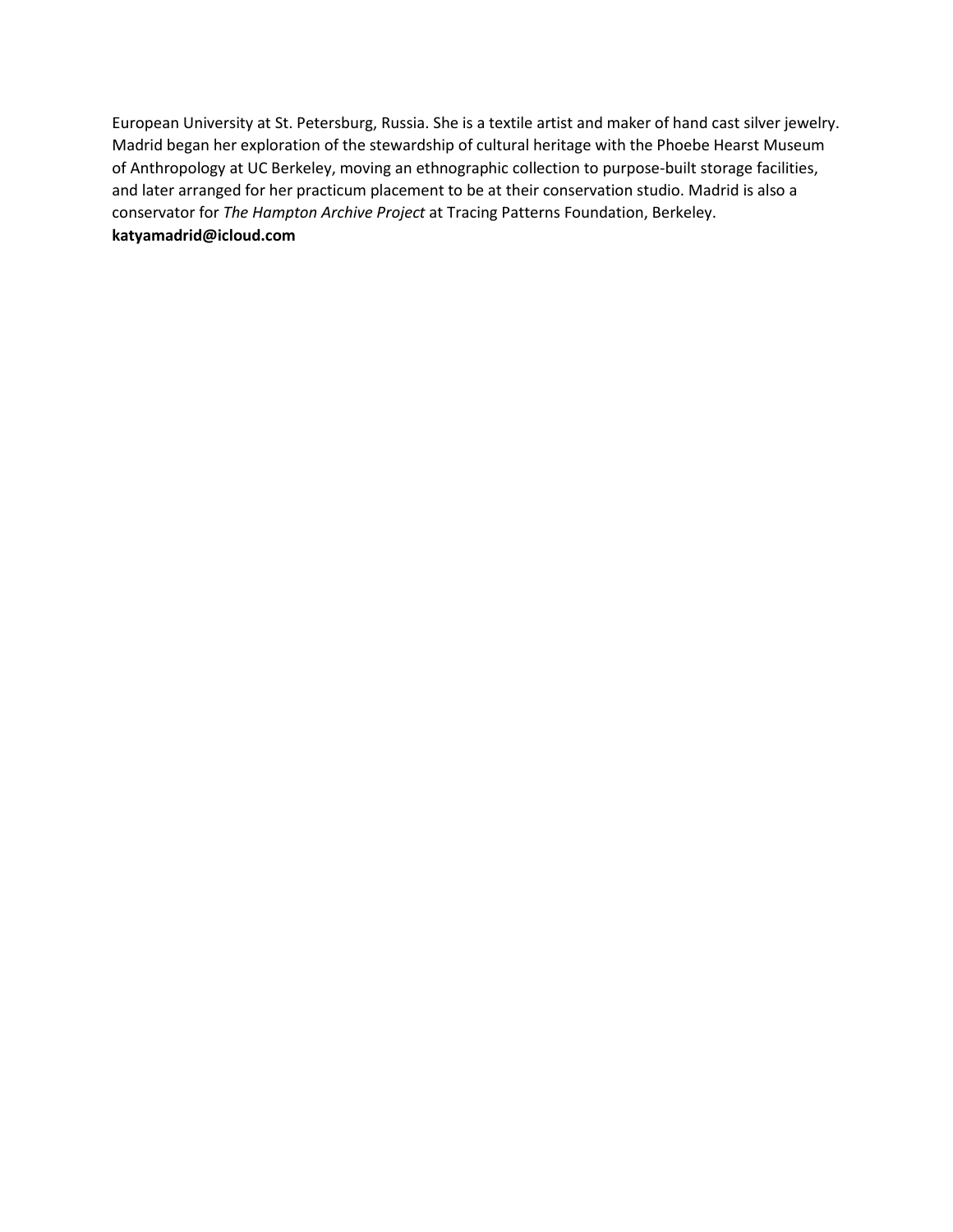European University at St. Petersburg, Russia. She is a textile artist and maker of hand cast silver jewelry. Madrid began her exploration of the stewardship of cultural heritage with the Phoebe Hearst Museum of Anthropology at UC Berkeley, moving an ethnographic collection to purpose-built storage facilities, and later arranged for her practicum placement to be at their conservation studio. Madrid is also a conservator for *The Hampton Archive Project* at Tracing Patterns Foundation, Berkeley.
**katyamadrid@icloud.com**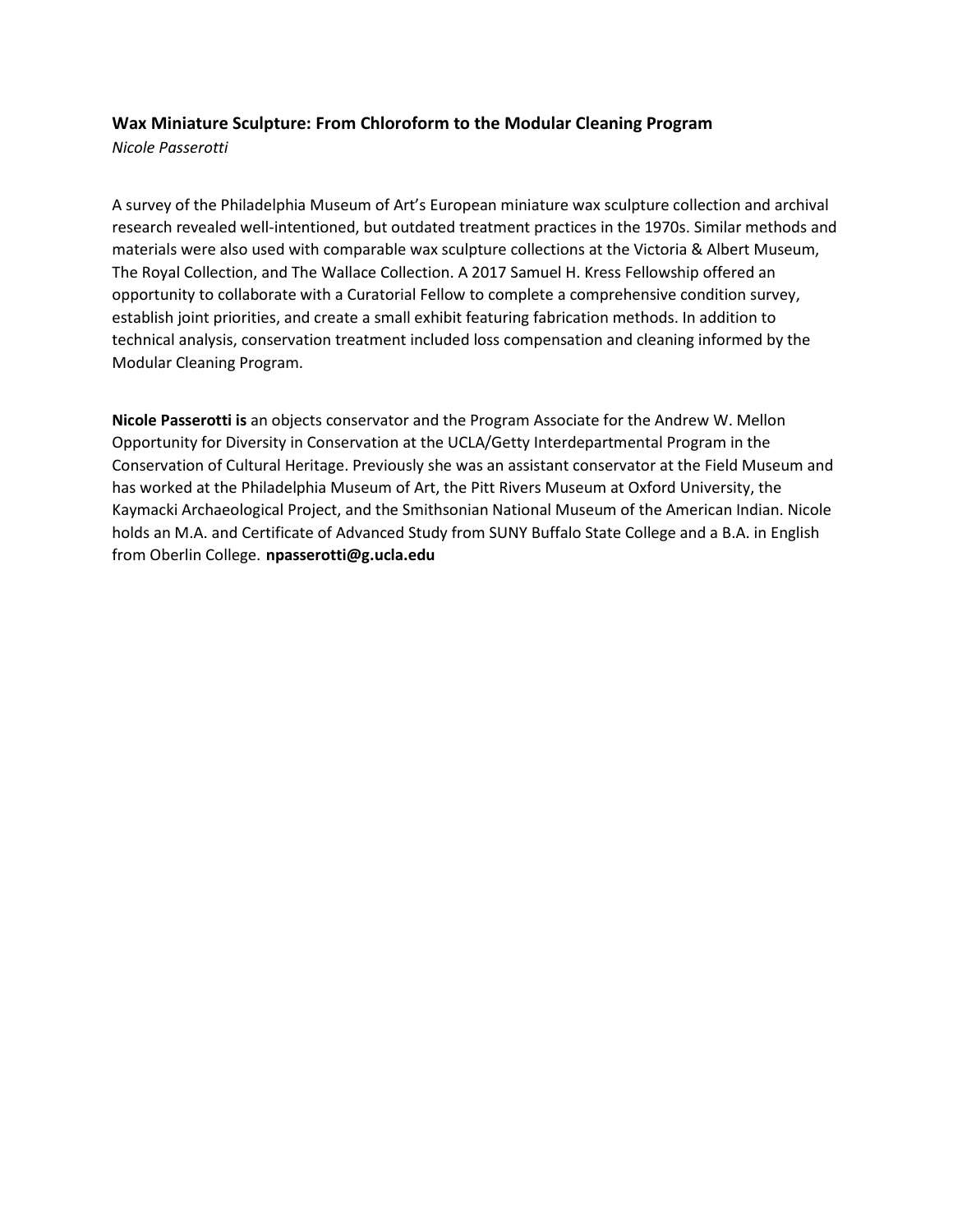### **Wax Miniature Sculpture: From Chloroform to the Modular Cleaning Program**

*Nicole Passerotti*

A survey of the Philadelphia Museum of Art's European miniature wax sculpture collection and archival research revealed well-intentioned, but outdated treatment practices in the 1970s. Similar methods and materials were also used with comparable wax sculpture collections at the Victoria & Albert Museum, The Royal Collection, and The Wallace Collection. A 2017 Samuel H. Kress Fellowship offered an opportunity to collaborate with a Curatorial Fellow to complete a comprehensive condition survey, establish joint priorities, and create a small exhibit featuring fabrication methods. In addition to technical analysis, conservation treatment included loss compensation and cleaning informed by the Modular Cleaning Program.

**Nicole Passerotti is** an objects conservator and the Program Associate for the Andrew W. Mellon Opportunity for Diversity in Conservation at the UCLA/Getty Interdepartmental Program in the Conservation of Cultural Heritage. Previously she was an assistant conservator at the Field Museum and has worked at the Philadelphia Museum of Art, the Pitt Rivers Museum at Oxford University, the Kaymacki Archaeological Project, and the Smithsonian National Museum of the American Indian. Nicole holds an M.A. and Certificate of Advanced Study from SUNY Buffalo State College and a B.A. in English from Oberlin College. **npasserotti@g.ucla.edu**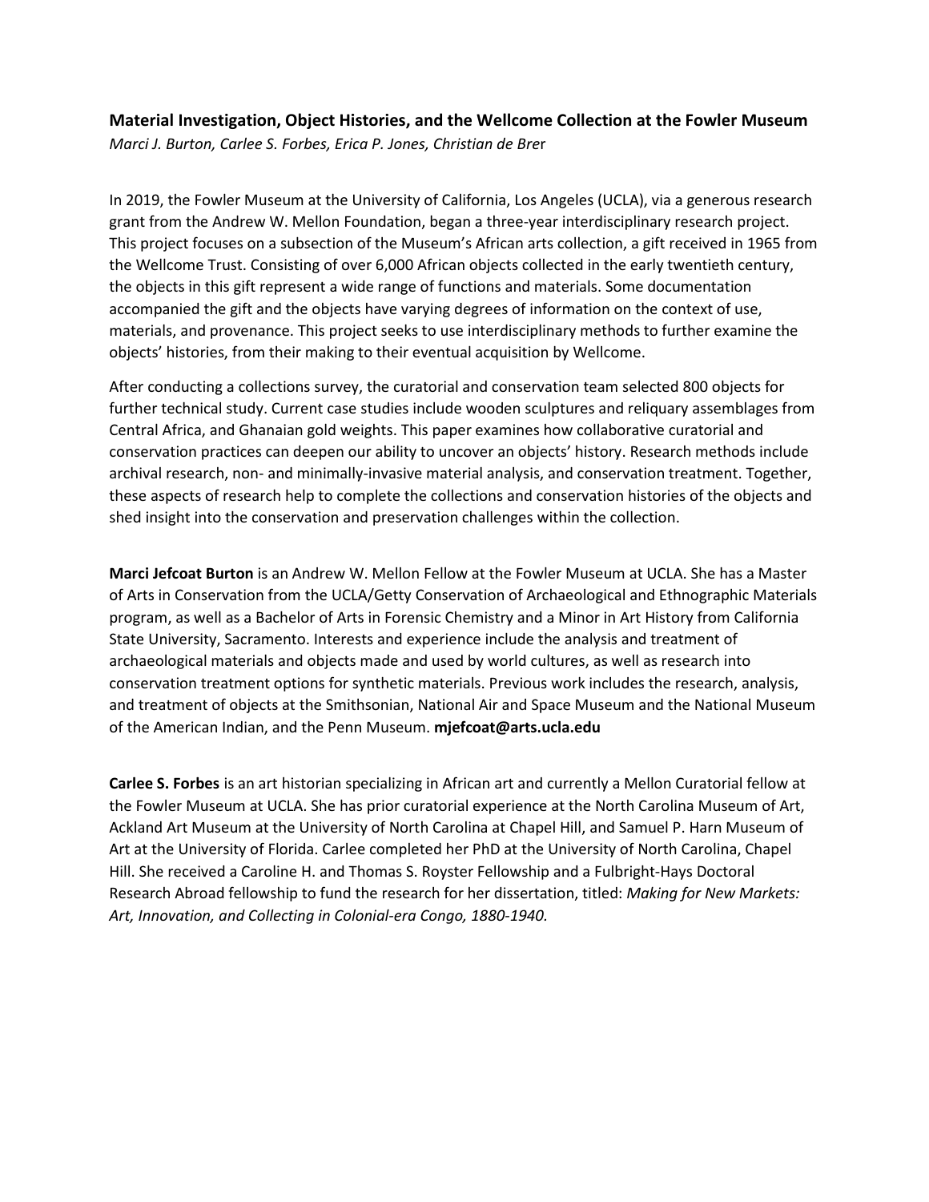**Material Investigation, Object Histories, and the Wellcome Collection at the Fowler Museum**

*Marci J. Burton, Carlee S. Forbes, Erica P. Jones, Christian de Brer*

In 2019, the Fowler Museum at the University of California, Los Angeles (UCLA), via a generous research grant from the Andrew W. Mellon Foundation, began a three-year interdisciplinary research project. This project focuses on a subsection of the Museum's African arts collection, a gift received in 1965 from the Wellcome Trust. Consisting of over 6,000 African objects collected in the early twentieth century, the objects in this gift represent a wide range of functions and materials. Some documentation accompanied the gift and the objects have varying degrees of information on the context of use, materials, and provenance. This project seeks to use interdisciplinary methods to further examine the objects' histories, from their making to their eventual acquisition by Wellcome.

After conducting a collections survey, the curatorial and conservation team selected 800 objects for further technical study. Current case studies include wooden sculptures and reliquary assemblages from Central Africa, and Ghanaian gold weights. This paper examines how collaborative curatorial and conservation practices can deepen our ability to uncover an objects' history. Research methods include archival research, non- and minimally-invasive material analysis, and conservation treatment. Together, these aspects of research help to complete the collections and conservation histories of the objects and shed insight into the conservation and preservation challenges within the collection.

**Marci Jefcoat Burton** is an Andrew W. Mellon Fellow at the Fowler Museum at UCLA. She has a Master of Arts in Conservation from the UCLA/Getty Conservation of Archaeological and Ethnographic Materials program, as well as a Bachelor of Arts in Forensic Chemistry and a Minor in Art History from California State University, Sacramento. Interests and experience include the analysis and treatment of archaeological materials and objects made and used by world cultures, as well as research into conservation treatment options for synthetic materials. Previous work includes the research, analysis, and treatment of objects at the Smithsonian, National Air and Space Museum and the National Museum of the American Indian, and the Penn Museum. **mjefcoat@arts.ucla.edu**

**Carlee S. Forbes** is an art historian specializing in African art and currently a Mellon Curatorial fellow at the Fowler Museum at UCLA. She has prior curatorial experience at the North Carolina Museum of Art, Ackland Art Museum at the University of North Carolina at Chapel Hill, and Samuel P. Harn Museum of Art at the University of Florida. Carlee completed her PhD at the University of North Carolina, Chapel Hill. She received a Caroline H. and Thomas S. Royster Fellowship and a Fulbright-Hays Doctoral Research Abroad fellowship to fund the research for her dissertation, titled: *Making for New Markets: Art, Innovation, and Collecting in Colonial-era Congo, 1880-1940.*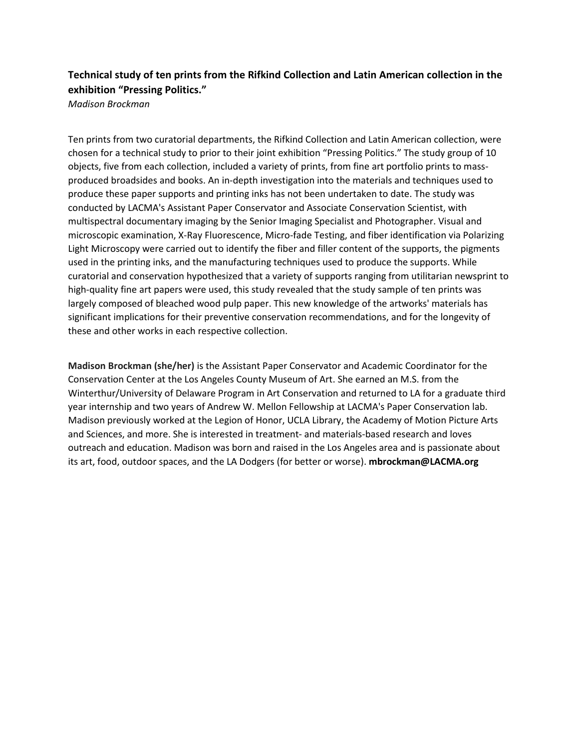**Technical study of ten prints from the Rifkind Collection and Latin American collection in the exhibition “Pressing Politics.”**

*Madison Brockman*

Ten prints from two curatorial departments, the Rifkind Collection and Latin American collection, were chosen for a technical study to prior to their joint exhibition “Pressing Politics.” The study group of 10 objects, five from each collection, included a variety of prints, from fine art portfolio prints to mass-produced broadsides and books. An in-depth investigation into the materials and techniques used to produce these paper supports and printing inks has not been undertaken to date. The study was conducted by LACMA's Assistant Paper Conservator and Associate Conservation Scientist, with multispectral documentary imaging by the Senior Imaging Specialist and Photographer. Visual and microscopic examination, X-Ray Fluorescence, Micro-fade Testing, and fiber identification via Polarizing Light Microscopy were carried out to identify the fiber and filler content of the supports, the pigments used in the printing inks, and the manufacturing techniques used to produce the supports. While curatorial and conservation hypothesized that a variety of supports ranging from utilitarian newsprint to high-quality fine art papers were used, this study revealed that the study sample of ten prints was largely composed of bleached wood pulp paper. This new knowledge of the artworks' materials has significant implications for their preventive conservation recommendations, and for the longevity of these and other works in each respective collection.

**Madison Brockman (she/her)** is the Assistant Paper Conservator and Academic Coordinator for the Conservation Center at the Los Angeles County Museum of Art. She earned an M.S. from the Winterthur/University of Delaware Program in Art Conservation and returned to LA for a graduate third year internship and two years of Andrew W. Mellon Fellowship at LACMA's Paper Conservation lab. Madison previously worked at the Legion of Honor, UCLA Library, the Academy of Motion Picture Arts and Sciences, and more. She is interested in treatment- and materials-based research and loves outreach and education. Madison was born and raised in the Los Angeles area and is passionate about its art, food, outdoor spaces, and the LA Dodgers (for better or worse). **mbrockman@LACMA.org**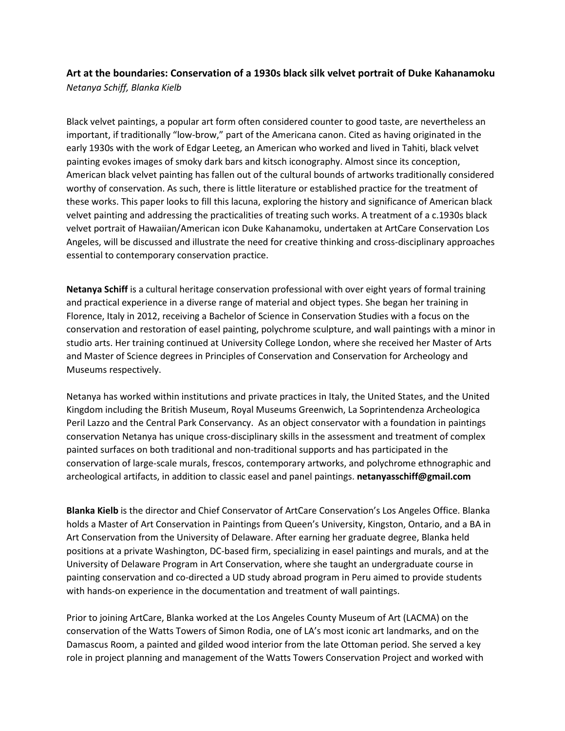**Art at the boundaries: Conservation of a 1930s black silk velvet portrait of Duke Kahanamoku**
*Netanya Schiff, Blanka Kielb*

Black velvet paintings, a popular art form often considered counter to good taste, are nevertheless an important, if traditionally "low-brow," part of the Americana canon. Cited as having originated in the early 1930s with the work of Edgar Leeteg, an American who worked and lived in Tahiti, black velvet painting evokes images of smoky dark bars and kitsch iconography. Almost since its conception, American black velvet painting has fallen out of the cultural bounds of artworks traditionally considered worthy of conservation. As such, there is little literature or established practice for the treatment of these works. This paper looks to fill this lacuna, exploring the history and significance of American black velvet painting and addressing the practicalities of treating such works. A treatment of a c.1930s black velvet portrait of Hawaiian/American icon Duke Kahanamoku, undertaken at ArtCare Conservation Los Angeles, will be discussed and illustrate the need for creative thinking and cross-disciplinary approaches essential to contemporary conservation practice.

**Netanya Schiff** is a cultural heritage conservation professional with over eight years of formal training and practical experience in a diverse range of material and object types. She began her training in Florence, Italy in 2012, receiving a Bachelor of Science in Conservation Studies with a focus on the conservation and restoration of easel painting, polychrome sculpture, and wall paintings with a minor in studio arts. Her training continued at University College London, where she received her Master of Arts and Master of Science degrees in Principles of Conservation and Conservation for Archeology and Museums respectively.

Netanya has worked within institutions and private practices in Italy, the United States, and the United Kingdom including the British Museum, Royal Museums Greenwich, La Soprintendenza Archeologica Peril Lazzo and the Central Park Conservancy. As an object conservator with a foundation in paintings conservation Netanya has unique cross-disciplinary skills in the assessment and treatment of complex painted surfaces on both traditional and non-traditional supports and has participated in the conservation of large-scale murals, frescos, contemporary artworks, and polychrome ethnographic and archeological artifacts, in addition to classic easel and panel paintings. **netanyasschiff@gmail.com**

**Blanka Kielb** is the director and Chief Conservator of ArtCare Conservation's Los Angeles Office. Blanka holds a Master of Art Conservation in Paintings from Queen's University, Kingston, Ontario, and a BA in Art Conservation from the University of Delaware. After earning her graduate degree, Blanka held positions at a private Washington, DC-based firm, specializing in easel paintings and murals, and at the University of Delaware Program in Art Conservation, where she taught an undergraduate course in painting conservation and co-directed a UD study abroad program in Peru aimed to provide students with hands-on experience in the documentation and treatment of wall paintings.

Prior to joining ArtCare, Blanka worked at the Los Angeles County Museum of Art (LACMA) on the conservation of the Watts Towers of Simon Rodia, one of LA's most iconic art landmarks, and on the Damascus Room, a painted and gilded wood interior from the late Ottoman period. She served a key role in project planning and management of the Watts Towers Conservation Project and worked with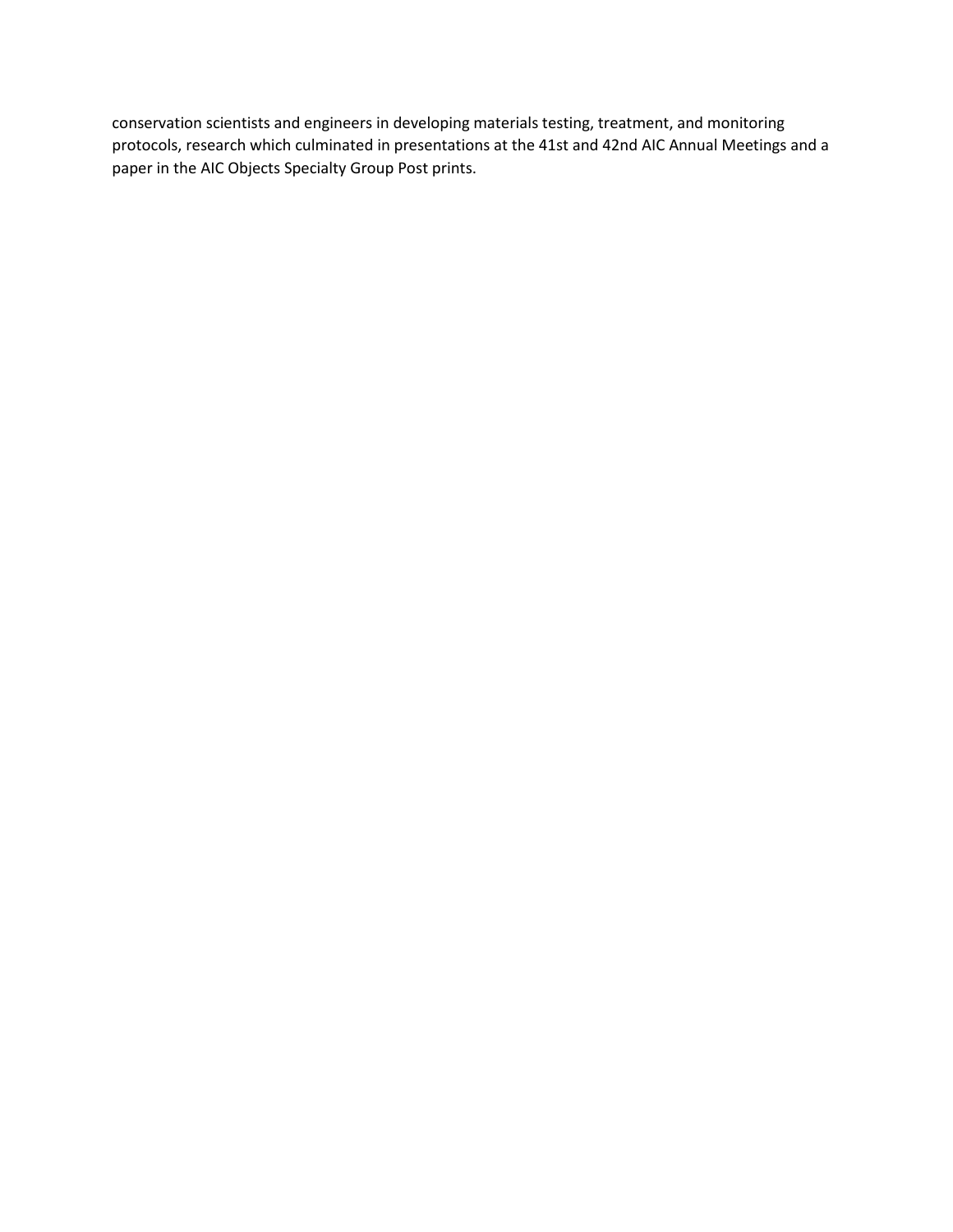conservation scientists and engineers in developing materials testing, treatment, and monitoring protocols, research which culminated in presentations at the 41st and 42nd AIC Annual Meetings and a paper in the AIC Objects Specialty Group Post prints.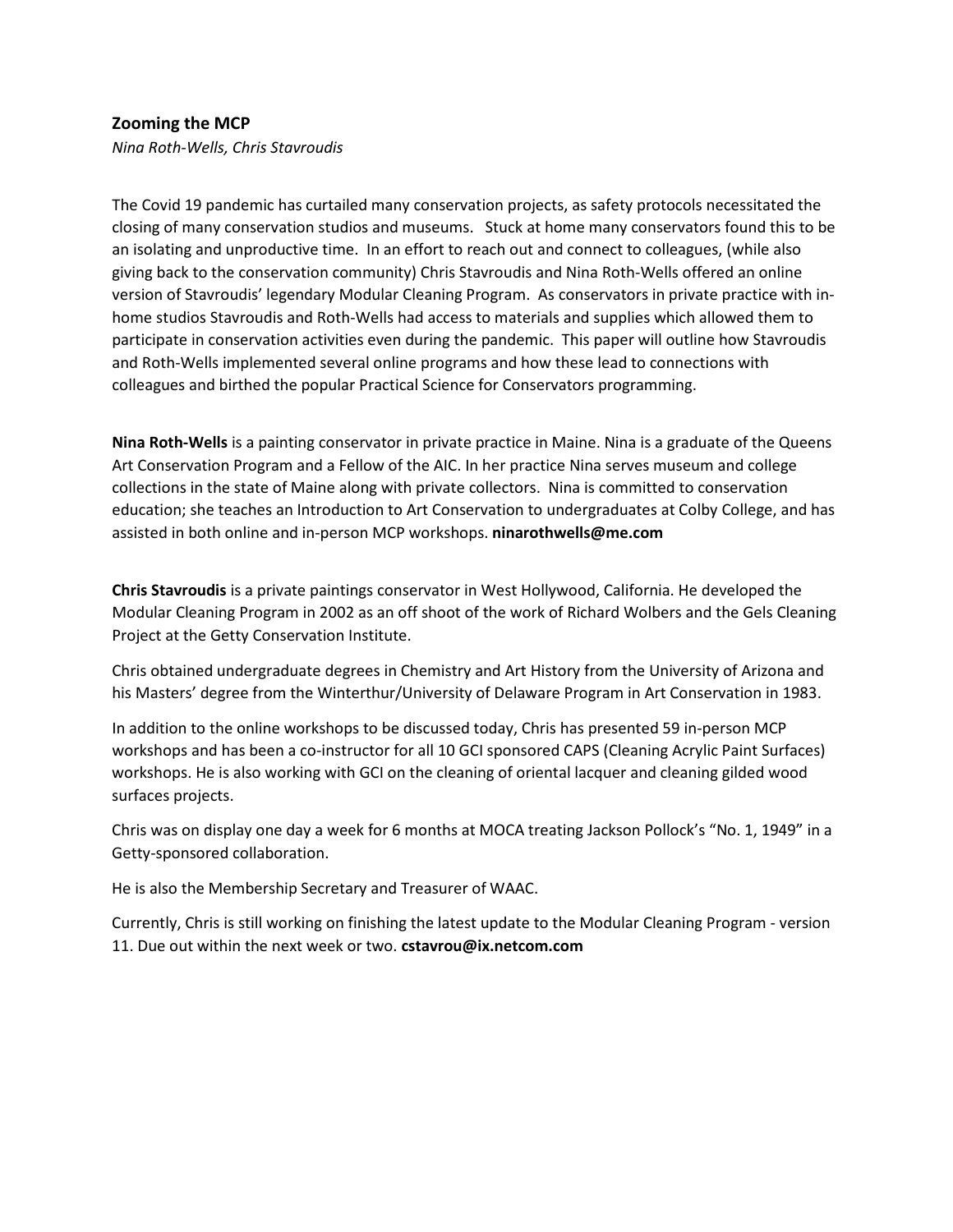### Zooming the MCP

*Nina Roth-Wells, Chris Stavroudis*

The Covid 19 pandemic has curtailed many conservation projects, as safety protocols necessitated the closing of many conservation studios and museums. Stuck at home many conservators found this to be an isolating and unproductive time. In an effort to reach out and connect to colleagues, (while also giving back to the conservation community) Chris Stavroudis and Nina Roth-Wells offered an online version of Stavroudis' legendary Modular Cleaning Program. As conservators in private practice with in-home studios Stavroudis and Roth-Wells had access to materials and supplies which allowed them to participate in conservation activities even during the pandemic. This paper will outline how Stavroudis and Roth-Wells implemented several online programs and how these lead to connections with colleagues and birthed the popular Practical Science for Conservators programming.

**Nina Roth-Wells** is a painting conservator in private practice in Maine. Nina is a graduate of the Queens Art Conservation Program and a Fellow of the AIC. In her practice Nina serves museum and college collections in the state of Maine along with private collectors. Nina is committed to conservation education; she teaches an Introduction to Art Conservation to undergraduates at Colby College, and has assisted in both online and in-person MCP workshops. **ninarothwells@me.com**

**Chris Stavroudis** is a private paintings conservator in West Hollywood, California. He developed the Modular Cleaning Program in 2002 as an off shoot of the work of Richard Wolbers and the Gels Cleaning Project at the Getty Conservation Institute.

Chris obtained undergraduate degrees in Chemistry and Art History from the University of Arizona and his Masters' degree from the Winterthur/University of Delaware Program in Art Conservation in 1983.

In addition to the online workshops to be discussed today, Chris has presented 59 in-person MCP workshops and has been a co-instructor for all 10 GCI sponsored CAPS (Cleaning Acrylic Paint Surfaces) workshops. He is also working with GCI on the cleaning of oriental lacquer and cleaning gilded wood surfaces projects.

Chris was on display one day a week for 6 months at MOCA treating Jackson Pollock's "No. 1, 1949" in a Getty-sponsored collaboration.

He is also the Membership Secretary and Treasurer of WAAC.

Currently, Chris is still working on finishing the latest update to the Modular Cleaning Program - version 11. Due out within the next week or two. **cstavrou@ix.netcom.com**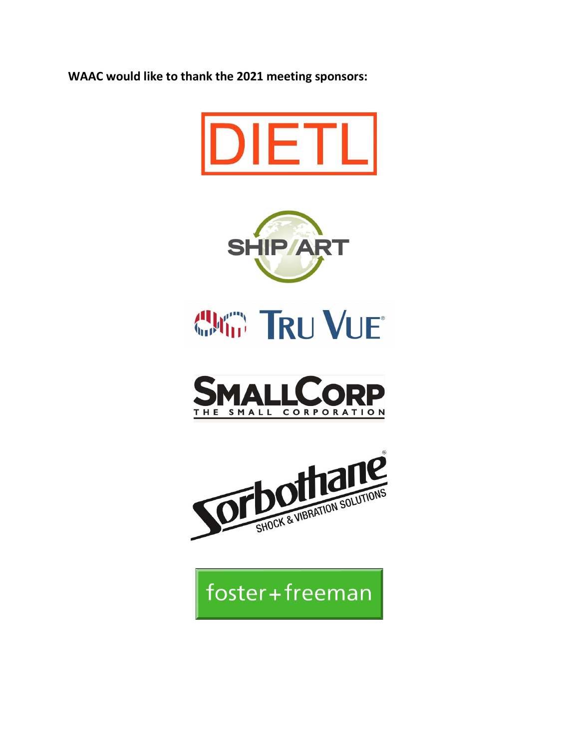**WAAC would like to thank the 2021 meeting sponsors:**

DIETL

SHIP/ART

TRU VUE®

SMALLCORP
THE SMALL CORPORATION

Sorbothane®
SHOCK & VIBRATION SOLUTIONS

foster+freeman